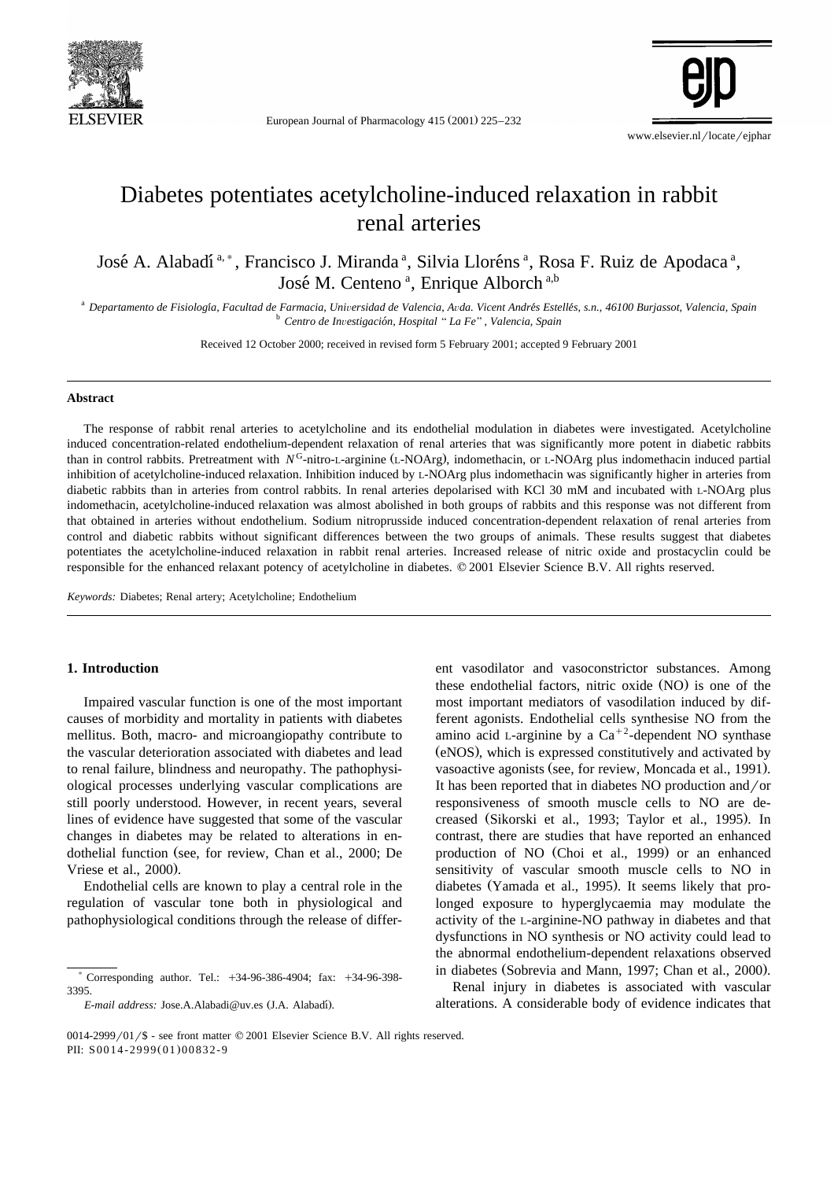# Diabetes potentiates acetylcholine-induced relaxation in rabbit renal arteries

José A. Alabadí [a,*], Francisco J. Miranda [a], Silvia Lloréns [a], Rosa F. Ruiz de Apodaca [a], José M. Centeno [a], Enrique Alborch [a,b]

[a] Departamento de Fisiología, Facultad de Farmacia, Universidad de Valencia, Avda. Vicent Andrés Estellés, s.n., 46100 Burjassot, Valencia, Spain
[b] Centro de Investigación, Hospital "La Fe", Valencia, Spain

Received 12 October 2000; received in revised form 5 February 2001; accepted 9 February 2001

## Abstract

The response of rabbit renal arteries to acetylcholine and its endothelial modulation in diabetes were investigated. Acetylcholine induced concentration-related endothelium-dependent relaxation of renal arteries that was significantly more potent in diabetic rabbits than in control rabbits. Pretreatment with $N^G$-nitro-L-arginine (L-NOArg), indomethacin, or L-NOArg plus indomethacin induced partial inhibition of acetylcholine-induced relaxation. Inhibition induced by L-NOArg plus indomethacin was significantly higher in arteries from diabetic rabbits than in arteries from control rabbits. In renal arteries depolarised with KCl 30 mM and incubated with L-NOArg plus indomethacin, acetylcholine-induced relaxation was almost abolished in both groups of rabbits and this response was not different from that obtained in arteries without endothelium. Sodium nitroprusside induced concentration-dependent relaxation of renal arteries from control and diabetic rabbits without significant differences between the two groups of animals. These results suggest that diabetes potentiates the acetylcholine-induced relaxation in rabbit renal arteries. Increased release of nitric oxide and prostacyclin could be responsible for the enhanced relaxant potency of acetylcholine in diabetes. © 2001 Elsevier Science B.V. All rights reserved.

*Keywords:* Diabetes; Renal artery; Acetylcholine; Endothelium

## 1. Introduction

Impaired vascular function is one of the most important causes of morbidity and mortality in patients with diabetes mellitus. Both, macro- and microangiopathy contribute to the vascular deterioration associated with diabetes and lead to renal failure, blindness and neuropathy. The pathophysiological processes underlying vascular complications are still poorly understood. However, in recent years, several lines of evidence have suggested that some of the vascular changes in diabetes may be related to alterations in endothelial function (see, for review, Chan et al., 2000; De Vriese et al., 2000).

Endothelial cells are known to play a central role in the regulation of vascular tone both in physiological and pathophysiological conditions through the release of different vasodilator and vasoconstrictor substances. Among these endothelial factors, nitric oxide (NO) is one of the most important mediators of vasodilation induced by different agonists. Endothelial cells synthesise NO from the amino acid L-arginine by a $Ca^{+2}$-dependent NO synthase (eNOS), which is expressed constitutively and activated by vasoactive agonists (see, for review, Moncada et al., 1991). It has been reported that in diabetes NO production and/or responsiveness of smooth muscle cells to NO are decreased (Sikorski et al., 1993; Taylor et al., 1995). In contrast, there are studies that have reported an enhanced production of NO (Choi et al., 1999) or an enhanced sensitivity of vascular smooth muscle cells to NO in diabetes (Yamada et al., 1995). It seems likely that prolonged exposure to hyperglycaemia may modulate the activity of the L-arginine-NO pathway in diabetes and that dysfunctions in NO synthesis or NO activity could lead to the abnormal endothelium-dependent relaxations observed in diabetes (Sobrevia and Mann, 1997; Chan et al., 2000).

Renal injury in diabetes is associated with vascular alterations. A considerable body of evidence indicates that

* Corresponding author. Tel.: +34-96-386-4904; fax: +34-96-398-3395.
*E-mail address:* Jose.A.Alabadi@uv.es (J.A. Alabadí).

0014-2999/01/$ - see front matter © 2001 Elsevier Science B.V. All rights reserved.
PII: S0014-2999(01)00832-9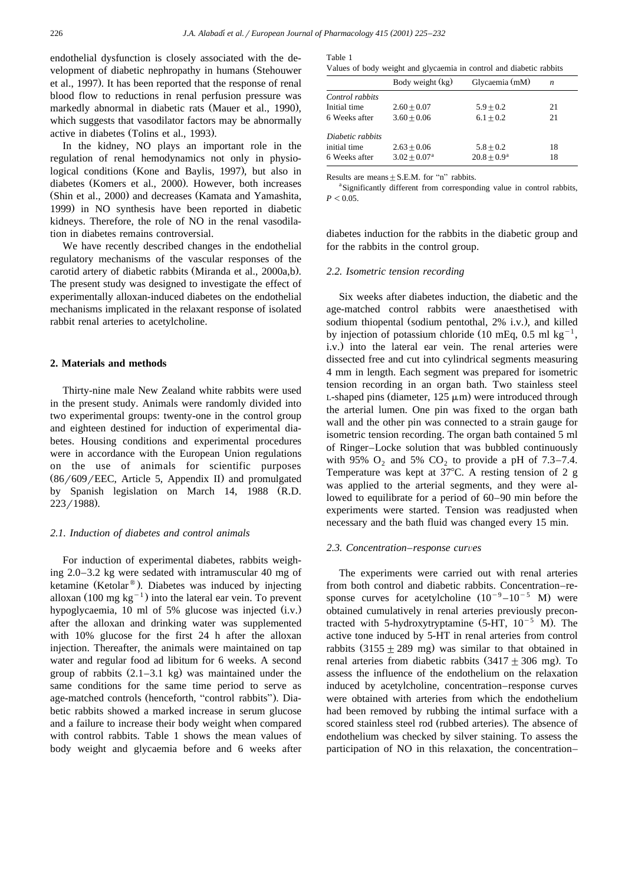endothelial dysfunction is closely associated with the development of diabetic nephropathy in humans (Stehouwer et al., 1997). It has been reported that the response of renal blood flow to reductions in renal perfusion pressure was markedly abnormal in diabetic rats (Mauer et al., 1990), which suggests that vasodilator factors may be abnormally active in diabetes (Tolins et al., 1993).

In the kidney, NO plays an important role in the regulation of renal hemodynamics not only in physiological conditions (Kone and Baylis, 1997), but also in diabetes (Komers et al., 2000). However, both increases (Shin et al., 2000) and decreases (Kamata and Yamashita, 1999) in NO synthesis have been reported in diabetic kidneys. Therefore, the role of NO in the renal vasodilation in diabetes remains controversial.

We have recently described changes in the endothelial regulatory mechanisms of the vascular responses of the carotid artery of diabetic rabbits (Miranda et al., 2000a,b). The present study was designed to investigate the effect of experimentally alloxan-induced diabetes on the endothelial mechanisms implicated in the relaxant response of isolated rabbit renal arteries to acetylcholine.

## 2. Materials and methods

Thirty-nine male New Zealand white rabbits were used in the present study. Animals were randomly divided into two experimental groups: twenty-one in the control group and eighteen destined for induction of experimental diabetes. Housing conditions and experimental procedures were in accordance with the European Union regulations on the use of animals for scientific purposes (86/609/EEC, Article 5, Appendix II) and promulgated by Spanish legislation on March 14, 1988 (R.D. 223/1988).

### 2.1. Induction of diabetes and control animals

For induction of experimental diabetes, rabbits weighing 2.0–3.2 kg were sedated with intramuscular 40 mg of ketamine (Ketolar®). Diabetes was induced by injecting alloxan (100 mg $kg^{-1}$) into the lateral ear vein. To prevent hypoglycaemia, 10 ml of 5% glucose was injected (i.v.) after the alloxan and drinking water was supplemented with 10% glucose for the first 24 h after the alloxan injection. Thereafter, the animals were maintained on tap water and regular food ad libitum for 6 weeks. A second group of rabbits (2.1–3.1 kg) was maintained under the same conditions for the same time period to serve as age-matched controls (henceforth, "control rabbits"). Diabetic rabbits showed a marked increase in serum glucose and a failure to increase their body weight when compared with control rabbits. Table 1 shows the mean values of body weight and glycaemia before and 6 weeks after diabetes induction for the rabbits in the diabetic group and for the rabbits in the control group.

Table 1
Values of body weight and glycaemia in control and diabetic rabbits

| | Body weight (kg) | Glycaemia (mM) | $n$ |
|---|---|---|---|
| *Control rabbits* | | | |
| Initial time | $2.60 \pm 0.07$ | $5.9 \pm 0.2$ | 21 |
| 6 Weeks after | $3.60 \pm 0.06$ | $6.1 \pm 0.2$ | 21 |
| *Diabetic rabbits* | | | |
| initial time | $2.63 \pm 0.06$ | $5.8 \pm 0.2$ | 18 |
| 6 Weeks after | $3.02 \pm 0.07$[a] | $20.8 \pm 0.9$[a] | 18 |

Results are means ± S.E.M. for "n" rabbits.
[a] Significantly different from corresponding value in control rabbits, $P < 0.05$.

### 2.2. Isometric tension recording

Six weeks after diabetes induction, the diabetic and the age-matched control rabbits were anaesthetised with sodium thiopental (sodium pentothal, 2% i.v.), and killed by injection of potassium chloride (10 mEq, 0.5 ml $kg^{-1}$, i.v.) into the lateral ear vein. The renal arteries were dissected free and cut into cylindrical segments measuring 4 mm in length. Each segment was prepared for isometric tension recording in an organ bath. Two stainless steel L-shaped pins (diameter, 125 μm) were introduced through the arterial lumen. One pin was fixed to the organ bath wall and the other pin was connected to a strain gauge for isometric tension recording. The organ bath contained 5 ml of Ringer–Locke solution that was bubbled continuously with 95% $O_2$ and 5% $CO_2$ to provide a pH of 7.3–7.4. Temperature was kept at 37°C. A resting tension of 2 g was applied to the arterial segments, and they were allowed to equilibrate for a period of 60–90 min before the experiments were started. Tension was readjusted when necessary and the bath fluid was changed every 15 min.

### 2.3. Concentration–response curves

The experiments were carried out with renal arteries from both control and diabetic rabbits. Concentration–response curves for acetylcholine ($10^{-9}$–$10^{-5}$ M) were obtained cumulatively in renal arteries previously precontracted with 5-hydroxytryptamine (5-HT, $10^{-5}$ M). The active tone induced by 5-HT in renal arteries from control rabbits ($3155 \pm 289$ mg) was similar to that obtained in renal arteries from diabetic rabbits ($3417 \pm 306$ mg). To assess the influence of the endothelium on the relaxation induced by acetylcholine, concentration–response curves were obtained with arteries from which the endothelium had been removed by rubbing the intimal surface with a scored stainless steel rod (rubbed arteries). The absence of endothelium was checked by silver staining. To assess the participation of NO in this relaxation, the concentration–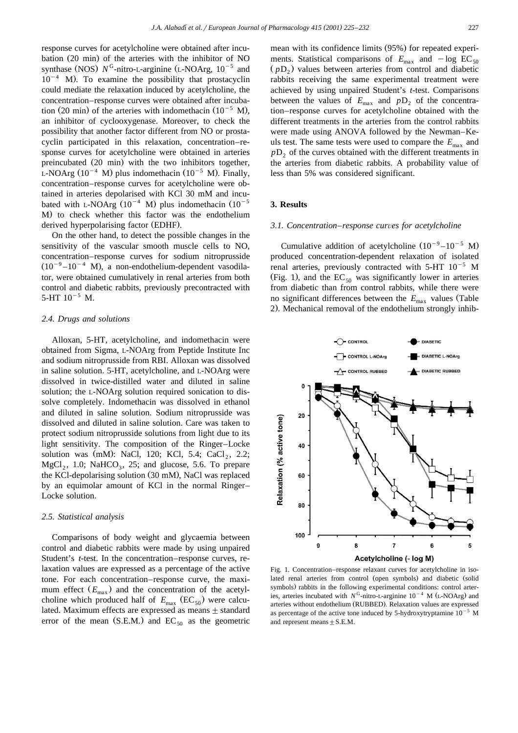response curves for acetylcholine were obtained after incubation (20 min) of the arteries with the inhibitor of NO synthase (NOS) $N^G$-nitro-L-arginine (L-NOArg, $10^{-5}$ and $10^{-4}$ M). To examine the possibility that prostacyclin could mediate the relaxation induced by acetylcholine, the concentration–response curves were obtained after incubation (20 min) of the arteries with indomethacin ($10^{-5}$ M), an inhibitor of cyclooxygenase. Moreover, to check the possibility that another factor different from NO or prostacyclin participated in this relaxation, concentration–response curves for acetylcholine were obtained in arteries preincubated (20 min) with the two inhibitors together, L-NOArg ($10^{-4}$ M) plus indomethacin ($10^{-5}$ M). Finally, concentration–response curves for acetylcholine were obtained in arteries depolarised with KCl 30 mM and incubated with L-NOArg ($10^{-4}$ M) plus indomethacin ($10^{-5}$ M) to check whether this factor was the endothelium derived hyperpolarising factor (EDHF).

On the other hand, to detect the possible changes in the sensitivity of the vascular smooth muscle cells to NO, concentration–response curves for sodium nitroprusside ($10^{-9}$–$10^{-4}$ M), a non-endothelium-dependent vasodilator, were obtained cumulatively in renal arteries from both control and diabetic rabbits, previously precontracted with 5-HT $10^{-5}$ M.

### 2.4. Drugs and solutions

Alloxan, 5-HT, acetylcholine, and indomethacin were obtained from Sigma, L-NOArg from Peptide Institute Inc and sodium nitroprusside from RBI. Alloxan was dissolved in saline solution. 5-HT, acetylcholine, and L-NOArg were dissolved in twice-distilled water and diluted in saline solution; the L-NOArg solution required sonication to dissolve completely. Indomethacin was dissolved in ethanol and diluted in saline solution. Sodium nitroprusside was dissolved and diluted in saline solution. Care was taken to protect sodium nitroprusside solutions from light due to its light sensitivity. The composition of the Ringer–Locke solution was (mM): NaCl, 120; KCl, 5.4; $CaCl_2$, 2.2; $MgCl_2$, 1.0; $NaHCO_3$, 25; and glucose, 5.6. To prepare the KCl-depolarising solution (30 mM), NaCl was replaced by an equimolar amount of KCl in the normal Ringer–Locke solution.

### 2.5. Statistical analysis

Comparisons of body weight and glycaemia between control and diabetic rabbits were made by using unpaired Student's *t*-test. In the concentration–response curves, relaxation values are expressed as a percentage of the active tone. For each concentration–response curve, the maximum effect ($E_{max}$) and the concentration of the acetylcholine which produced half of $E_{max}$ ($EC_{50}$) were calculated. Maximum effects are expressed as means ± standard error of the mean (S.E.M.) and $EC_{50}$ as the geometric mean with its confidence limits (95%) for repeated experiments. Statistical comparisons of $E_{max}$ and $-\log EC_{50}$ ($pD_2$) values between arteries from control and diabetic rabbits receiving the same experimental treatment were achieved by using unpaired Student's *t*-test. Comparisons between the values of $E_{max}$ and $pD_2$ of the concentration–response curves for acetylcholine obtained with the different treatments in the arteries from the control rabbits were made using ANOVA followed by the Newman–Keuls test. The same tests were used to compare the $E_{max}$ and $pD_2$ of the curves obtained with the different treatments in the arteries from diabetic rabbits. A probability value of less than 5% was considered significant.

## 3. Results

### 3.1. Concentration–response curves for acetylcholine

Cumulative addition of acetylcholine ($10^{-9}$–$10^{-5}$ M) produced concentration-dependent relaxation of isolated renal arteries, previously contracted with 5-HT $10^{-5}$ M (Fig. 1), and the $EC_{50}$ was significantly lower in arteries from diabetic than from control rabbits, while there were no significant differences between the $E_{max}$ values (Table 2). Mechanical removal of the endothelium strongly inhib-

Fig. 1. Concentration–response relaxant curves for acetylcholine in isolated renal arteries from control (open symbols) and diabetic (solid symbols) rabbits in the following experimental conditions: control arteries, arteries incubated with $N^G$-nitro-L-arginine $10^{-4}$ M (L-NOArg) and arteries without endothelium (RUBBED). Relaxation values are expressed as percentage of the active tone induced by 5-hydroxytryptamine $10^{-5}$ M and represent means ± S.E.M.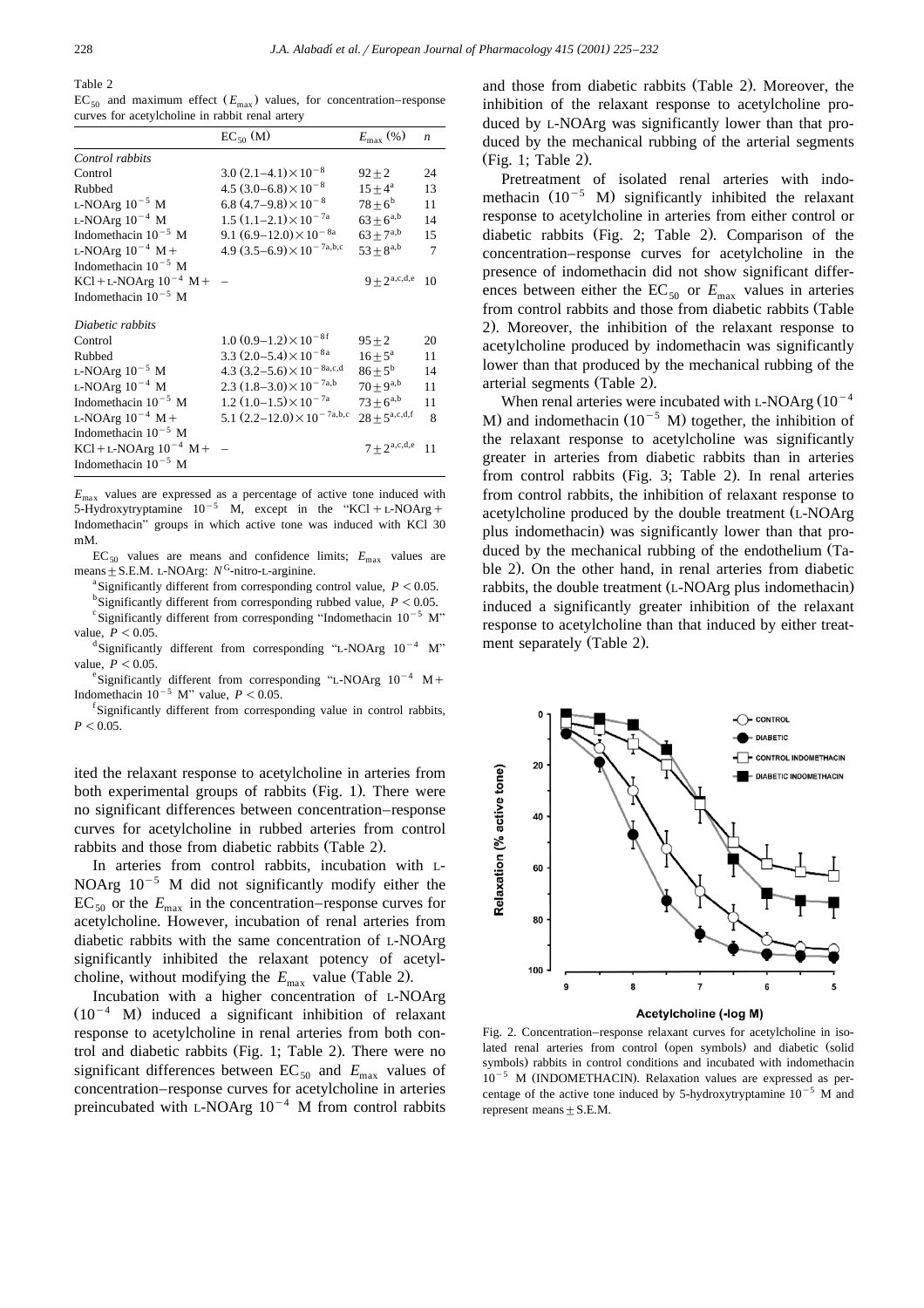Table 2

$EC_{50}$ and maximum effect ($E_{max}$) values, for concentration–response curves for acetylcholine in rabbit renal artery

| | $EC_{50}$ (M) | $E_{max}$ (%) | *n* |
|---|---|---|---|
| *Control rabbits* | | | |
| Control | $3.0\ (2.1–4.1)\times10^{-8}$ | $92\pm2$ | 24 |
| Rubbed | $4.5\ (3.0–6.8)\times10^{-8}$ | $15\pm4^{a}$ | 13 |
| L-NOArg $10^{-5}$ M | $6.8\ (4.7–9.8)\times10^{-8}$ | $78\pm6^{b}$ | 11 |
| L-NOArg $10^{-4}$ M | $1.5\ (1.1–2.1)\times10^{-7a}$ | $63\pm6^{a,b}$ | 14 |
| Indomethacin $10^{-5}$ M | $9.1\ (6.9–12.0)\times10^{-8a}$ | $63\pm7^{a,b}$ | 15 |
| L-NOArg $10^{-4}$ M + Indomethacin $10^{-5}$ M | $4.9\ (3.5–6.9)\times10^{-7a,b,c}$ | $53\pm8^{a,b}$ | 7 |
| KCl + L-NOArg $10^{-4}$ M + Indomethacin $10^{-5}$ M | – | $9\pm2^{a,c,d,e}$ | 10 |
| *Diabetic rabbits* | | | |
| Control | $1.0\ (0.9–1.2)\times10^{-8f}$ | $95\pm2$ | 20 |
| Rubbed | $3.3\ (2.0–5.4)\times10^{-8a}$ | $16\pm5^{a}$ | 11 |
| L-NOArg $10^{-5}$ M | $4.3\ (3.2–5.6)\times10^{-8a,c,d}$ | $86\pm5^{b}$ | 14 |
| L-NOArg $10^{-4}$ M | $2.3\ (1.8–3.0)\times10^{-7a,b}$ | $70\pm9^{a,b}$ | 11 |
| Indomethacin $10^{-5}$ M | $1.2\ (1.0–1.5)\times10^{-7a}$ | $73\pm6^{a,b}$ | 11 |
| L-NOArg $10^{-4}$ M + Indomethacin $10^{-5}$ M | $5.1\ (2.2–12.0)\times10^{-7a,b,c}$ | $28\pm5^{a,c,d,f}$ | 8 |
| KCl + L-NOArg $10^{-4}$ M + Indomethacin $10^{-5}$ M | – | $7\pm2^{a,c,d,e}$ | 11 |

$E_{max}$ values are expressed as a percentage of active tone induced with 5-Hydroxytryptamine $10^{-5}$ M, except in the "KCl + L-NOArg + Indomethacin" groups in which active tone was induced with KCl 30 mM.

$EC_{50}$ values are means and confidence limits; $E_{max}$ values are means ± S.E.M. L-NOArg: $N^{G}$-nitro-L-arginine.

[a] Significantly different from corresponding control value, $P<0.05$.

[b] Significantly different from corresponding rubbed value, $P<0.05$.

[c] Significantly different from corresponding "Indomethacin $10^{-5}$ M" value, $P<0.05$.

[d] Significantly different from corresponding "L-NOArg $10^{-4}$ M" value, $P<0.05$.

[e] Significantly different from corresponding "L-NOArg $10^{-4}$ M + Indomethacin $10^{-5}$ M" value, $P<0.05$.

[f] Significantly different from corresponding value in control rabbits, $P<0.05$.

ited the relaxant response to acetylcholine in arteries from both experimental groups of rabbits (Fig. 1). There were no significant differences between concentration–response curves for acetylcholine in rubbed arteries from control rabbits and those from diabetic rabbits (Table 2).

In arteries from control rabbits, incubation with L-NOArg $10^{-5}$ M did not significantly modify either the $EC_{50}$ or the $E_{max}$ in the concentration–response curves for acetylcholine. However, incubation of renal arteries from diabetic rabbits with the same concentration of L-NOArg significantly inhibited the relaxant potency of acetylcholine, without modifying the $E_{max}$ value (Table 2).

Incubation with a higher concentration of L-NOArg ($10^{-4}$ M) induced a significant inhibition of relaxant response to acetylcholine in renal arteries from both control and diabetic rabbits (Fig. 1; Table 2). There were no significant differences between $EC_{50}$ and $E_{max}$ values of concentration–response curves for acetylcholine in arteries preincubated with L-NOArg $10^{-4}$ M from control rabbits and those from diabetic rabbits (Table 2). Moreover, the inhibition of the relaxant response to acetylcholine produced by L-NOArg was significantly lower than that produced by the mechanical rubbing of the arterial segments (Fig. 1; Table 2).

Pretreatment of isolated renal arteries with indomethacin ($10^{-5}$ M) significantly inhibited the relaxant response to acetylcholine in arteries from either control or diabetic rabbits (Fig. 2; Table 2). Comparison of the concentration–response curves for acetylcholine in the presence of indomethacin did not show significant differences between either the $EC_{50}$ or $E_{max}$ values in arteries from control rabbits and those from diabetic rabbits (Table 2). Moreover, the inhibition of the relaxant response to acetylcholine produced by indomethacin was significantly lower than that produced by the mechanical rubbing of the arterial segments (Table 2).

When renal arteries were incubated with L-NOArg ($10^{-4}$ M) and indomethacin ($10^{-5}$ M) together, the inhibition of the relaxant response to acetylcholine was significantly greater in arteries from diabetic rabbits than in arteries from control rabbits (Fig. 3; Table 2). In renal arteries from control rabbits, the inhibition of relaxant response to acetylcholine produced by the double treatment (L-NOArg plus indomethacin) was significantly lower than that produced by the mechanical rubbing of the endothelium (Table 2). On the other hand, in renal arteries from diabetic rabbits, the double treatment (L-NOArg plus indomethacin) induced a significantly greater inhibition of the relaxant response to acetylcholine than that induced by either treatment separately (Table 2).

Fig. 2. Concentration–response relaxant curves for acetylcholine in isolated renal arteries from control (open symbols) and diabetic (solid symbols) rabbits in control conditions and incubated with indomethacin $10^{-5}$ M (INDOMETHACIN). Relaxation values are expressed as percentage of the active tone induced by 5-hydroxytryptamine $10^{-5}$ M and represent means ± S.E.M.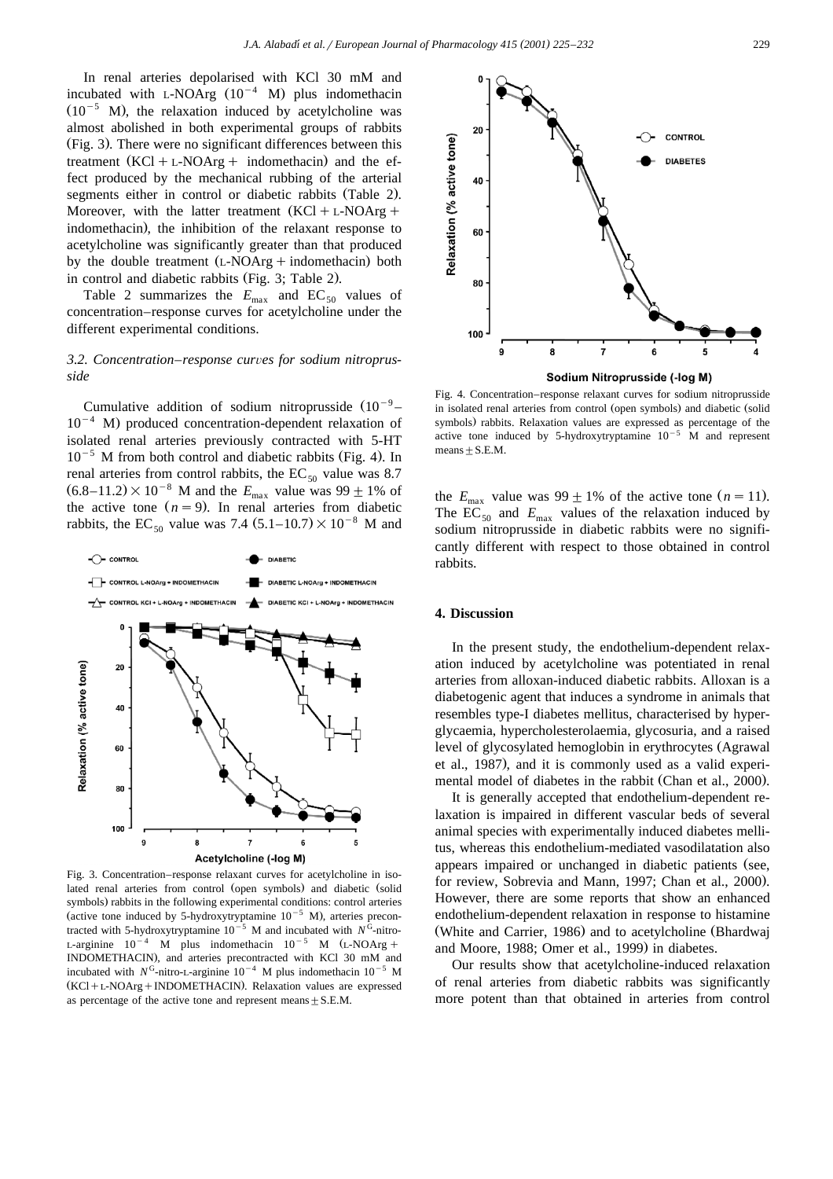In renal arteries depolarised with KCl 30 mM and incubated with L-NOArg ($10^{-4}$ M) plus indomethacin ($10^{-5}$ M), the relaxation induced by acetylcholine was almost abolished in both experimental groups of rabbits (Fig. 3). There were no significant differences between this treatment (KCl + L-NOArg + indomethacin) and the effect produced by the mechanical rubbing of the arterial segments either in control or diabetic rabbits (Table 2). Moreover, with the latter treatment (KCl + L-NOArg + indomethacin), the inhibition of the relaxant response to acetylcholine was significantly greater than that produced by the double treatment (L-NOArg + indomethacin) both in control and diabetic rabbits (Fig. 3; Table 2).

Table 2 summarizes the $E_{max}$ and $EC_{50}$ values of concentration–response curves for acetylcholine under the different experimental conditions.

### 3.2. Concentration–response curves for sodium nitroprusside

Cumulative addition of sodium nitroprusside ($10^{-9}$–$10^{-4}$ M) produced concentration-dependent relaxation of isolated renal arteries previously contracted with 5-HT $10^{-5}$ M from both control and diabetic rabbits (Fig. 4). In renal arteries from control rabbits, the $EC_{50}$ value was 8.7 $(6.8–11.2) \times 10^{-8}$ M and the $E_{max}$ value was $99 \pm 1$% of the active tone ($n = 9$). In renal arteries from diabetic rabbits, the $EC_{50}$ value was 7.4 $(5.1–10.7) \times 10^{-8}$ M and the $E_{max}$ value was $99 \pm 1$% of the active tone ($n = 11$). The $EC_{50}$ and $E_{max}$ values of the relaxation induced by sodium nitroprusside in diabetic rabbits were no significantly different with respect to those obtained in control rabbits.

Fig. 3. Concentration–response relaxant curves for acetylcholine in isolated renal arteries from control (open symbols) and diabetic (solid symbols) rabbits in the following experimental conditions: control arteries (active tone induced by 5-hydroxytryptamine $10^{-5}$ M), arteries precontracted with 5-hydroxytryptamine $10^{-5}$ M and incubated with $N^G$-nitro-L-arginine $10^{-4}$ M plus indomethacin $10^{-5}$ M (L-NOArg + INDOMETHACIN), and arteries precontracted with KCl 30 mM and incubated with $N^G$-nitro-L-arginine $10^{-4}$ M plus indomethacin $10^{-5}$ M (KCl + L-NOArg + INDOMETHACIN). Relaxation values are expressed as percentage of the active tone and represent means ± S.E.M.

Fig. 4. Concentration–response relaxant curves for sodium nitroprusside in isolated renal arteries from control (open symbols) and diabetic (solid symbols) rabbits. Relaxation values are expressed as percentage of the active tone induced by 5-hydroxytryptamine $10^{-5}$ M and represent means ± S.E.M.

## 4. Discussion

In the present study, the endothelium-dependent relaxation induced by acetylcholine was potentiated in renal arteries from alloxan-induced diabetic rabbits. Alloxan is a diabetogenic agent that induces a syndrome in animals that resembles type-I diabetes mellitus, characterised by hyperglycaemia, hypercholesterolaemia, glycosuria, and a raised level of glycosylated hemoglobin in erythrocytes (Agrawal et al., 1987), and it is commonly used as a valid experimental model of diabetes in the rabbit (Chan et al., 2000).

It is generally accepted that endothelium-dependent relaxation is impaired in different vascular beds of several animal species with experimentally induced diabetes mellitus, whereas this endothelium-mediated vasodilatation also appears impaired or unchanged in diabetic patients (see, for review, Sobrevia and Mann, 1997; Chan et al., 2000). However, there are some reports that show an enhanced endothelium-dependent relaxation in response to histamine (White and Carrier, 1986) and to acetylcholine (Bhardwaj and Moore, 1988; Omer et al., 1999) in diabetes.

Our results show that acetylcholine-induced relaxation of renal arteries from diabetic rabbits was significantly more potent than that obtained in arteries from control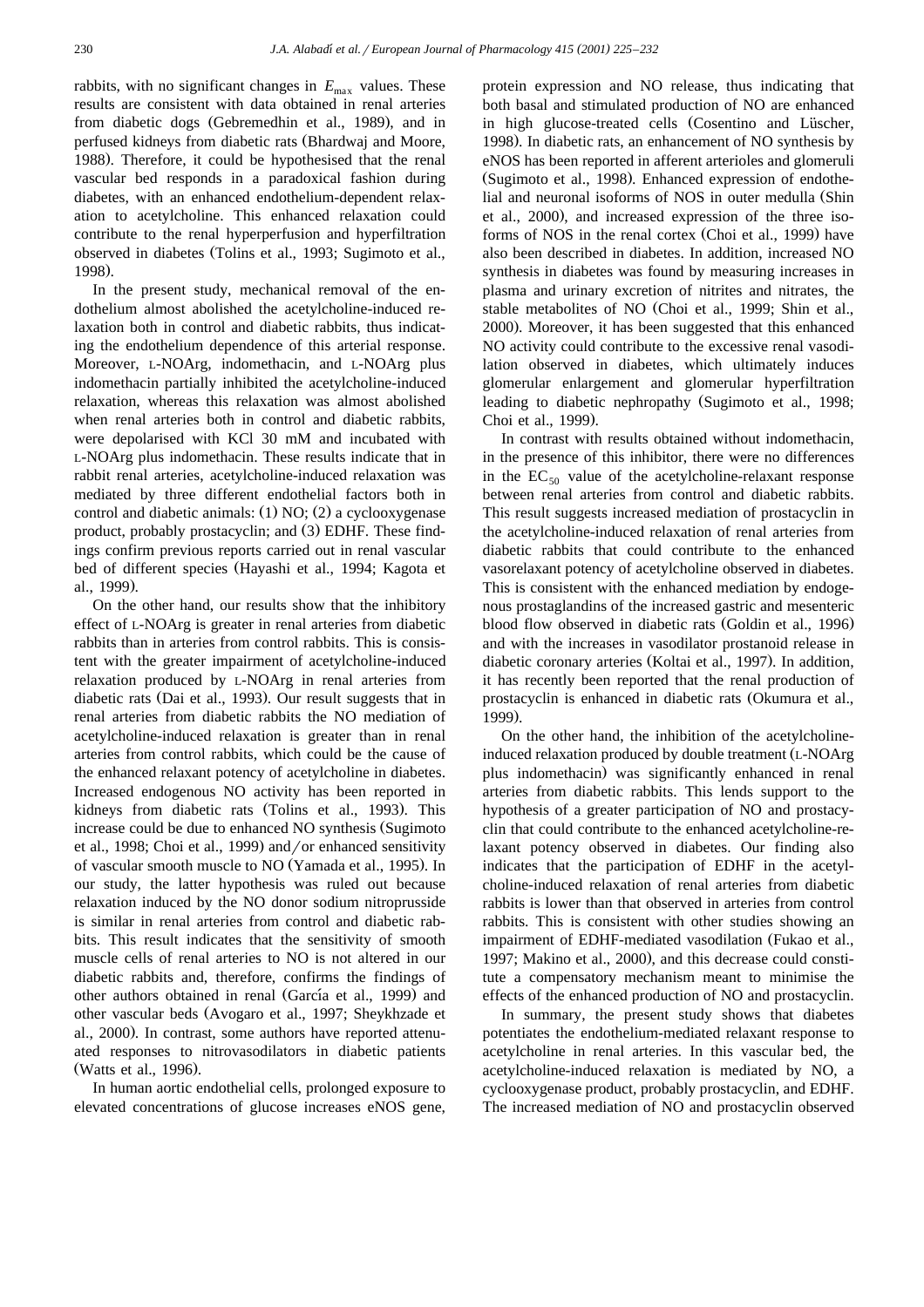rabbits, with no significant changes in $E_{max}$ values. These results are consistent with data obtained in renal arteries from diabetic dogs (Gebremedhin et al., 1989), and in perfused kidneys from diabetic rats (Bhardwaj and Moore, 1988). Therefore, it could be hypothesised that the renal vascular bed responds in a paradoxical fashion during diabetes, with an enhanced endothelium-dependent relaxation to acetylcholine. This enhanced relaxation could contribute to the renal hyperperfusion and hyperfiltration observed in diabetes (Tolins et al., 1993; Sugimoto et al., 1998).

In the present study, mechanical removal of the endothelium almost abolished the acetylcholine-induced relaxation both in control and diabetic rabbits, thus indicating the endothelium dependence of this arterial response. Moreover, L-NOArg, indomethacin, and L-NOArg plus indomethacin partially inhibited the acetylcholine-induced relaxation, whereas this relaxation was almost abolished when renal arteries both in control and diabetic rabbits, were depolarised with KCl 30 mM and incubated with L-NOArg plus indomethacin. These results indicate that in rabbit renal arteries, acetylcholine-induced relaxation was mediated by three different endothelial factors both in control and diabetic animals: (1) NO; (2) a cyclooxygenase product, probably prostacyclin; and (3) EDHF. These findings confirm previous reports carried out in renal vascular bed of different species (Hayashi et al., 1994; Kagota et al., 1999).

On the other hand, our results show that the inhibitory effect of L-NOArg is greater in renal arteries from diabetic rabbits than in arteries from control rabbits. This is consistent with the greater impairment of acetylcholine-induced relaxation produced by L-NOArg in renal arteries from diabetic rats (Dai et al., 1993). Our result suggests that in renal arteries from diabetic rabbits the NO mediation of acetylcholine-induced relaxation is greater than in renal arteries from control rabbits, which could be the cause of the enhanced relaxant potency of acetylcholine in diabetes. Increased endogenous NO activity has been reported in kidneys from diabetic rats (Tolins et al., 1993). This increase could be due to enhanced NO synthesis (Sugimoto et al., 1998; Choi et al., 1999) and/or enhanced sensitivity of vascular smooth muscle to NO (Yamada et al., 1995). In our study, the latter hypothesis was ruled out because relaxation induced by the NO donor sodium nitroprusside is similar in renal arteries from control and diabetic rabbits. This result indicates that the sensitivity of smooth muscle cells of renal arteries to NO is not altered in our diabetic rabbits and, therefore, confirms the findings of other authors obtained in renal (García et al., 1999) and other vascular beds (Avogaro et al., 1997; Sheykhzade et al., 2000). In contrast, some authors have reported attenuated responses to nitrovasodilators in diabetic patients (Watts et al., 1996).

In human aortic endothelial cells, prolonged exposure to elevated concentrations of glucose increases eNOS gene, protein expression and NO release, thus indicating that both basal and stimulated production of NO are enhanced in high glucose-treated cells (Cosentino and Lüscher, 1998). In diabetic rats, an enhancement of NO synthesis by eNOS has been reported in afferent arterioles and glomeruli (Sugimoto et al., 1998). Enhanced expression of endothelial and neuronal isoforms of NOS in outer medulla (Shin et al., 2000), and increased expression of the three isoforms of NOS in the renal cortex (Choi et al., 1999) have also been described in diabetes. In addition, increased NO synthesis in diabetes was found by measuring increases in plasma and urinary excretion of nitrites and nitrates, the stable metabolites of NO (Choi et al., 1999; Shin et al., 2000). Moreover, it has been suggested that this enhanced NO activity could contribute to the excessive renal vasodilation observed in diabetes, which ultimately induces glomerular enlargement and glomerular hyperfiltration leading to diabetic nephropathy (Sugimoto et al., 1998; Choi et al., 1999).

In contrast with results obtained without indomethacin, in the presence of this inhibitor, there were no differences in the $EC_{50}$ value of the acetylcholine-relaxant response between renal arteries from control and diabetic rabbits. This result suggests increased mediation of prostacyclin in the acetylcholine-induced relaxation of renal arteries from diabetic rabbits that could contribute to the enhanced vasorelaxant potency of acetylcholine observed in diabetes. This is consistent with the enhanced mediation by endogenous prostaglandins of the increased gastric and mesenteric blood flow observed in diabetic rats (Goldin et al., 1996) and with the increases in vasodilator prostanoid release in diabetic coronary arteries (Koltai et al., 1997). In addition, it has recently been reported that the renal production of prostacyclin is enhanced in diabetic rats (Okumura et al., 1999).

On the other hand, the inhibition of the acetylcholine-induced relaxation produced by double treatment (L-NOArg plus indomethacin) was significantly enhanced in renal arteries from diabetic rabbits. This lends support to the hypothesis of a greater participation of NO and prostacyclin that could contribute to the enhanced acetylcholine-relaxant potency observed in diabetes. Our finding also indicates that the participation of EDHF in the acetylcholine-induced relaxation of renal arteries from diabetic rabbits is lower than that observed in arteries from control rabbits. This is consistent with other studies showing an impairment of EDHF-mediated vasodilation (Fukao et al., 1997; Makino et al., 2000), and this decrease could constitute a compensatory mechanism meant to minimise the effects of the enhanced production of NO and prostacyclin.

In summary, the present study shows that diabetes potentiates the endothelium-mediated relaxant response to acetylcholine in renal arteries. In this vascular bed, the acetylcholine-induced relaxation is mediated by NO, a cyclooxygenase product, probably prostacyclin, and EDHF. The increased mediation of NO and prostacyclin observed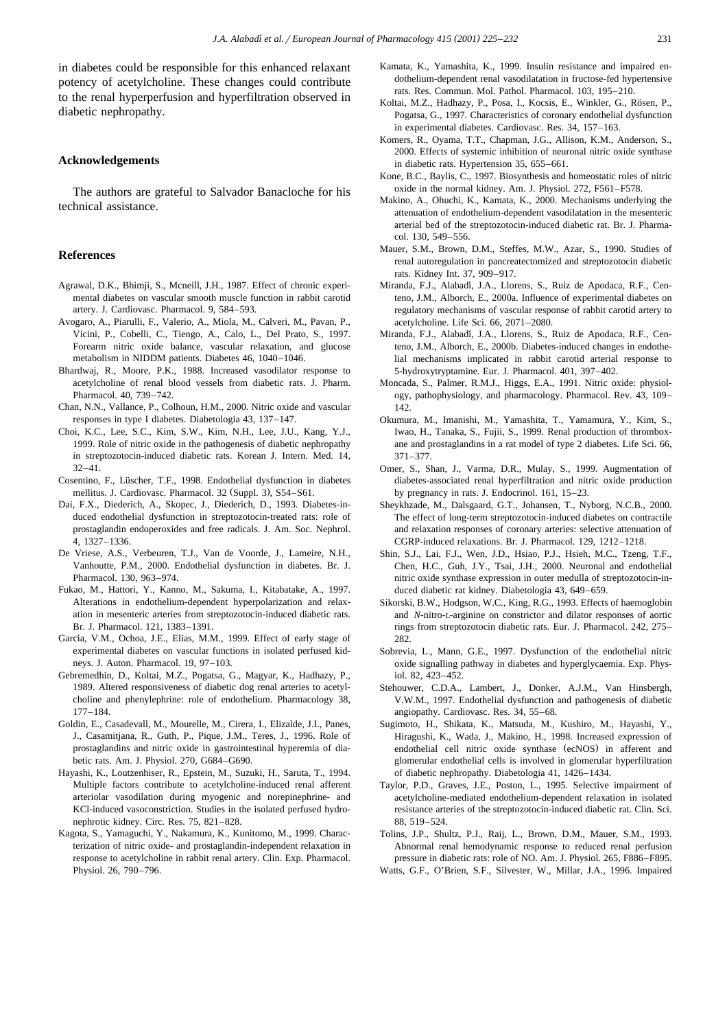in diabetes could be responsible for this enhanced relaxant potency of acetylcholine. These changes could contribute to the renal hyperperfusion and hyperfiltration observed in diabetic nephropathy.

## Acknowledgements

The authors are grateful to Salvador Banacloche for his technical assistance.

## References

Agrawal, D.K., Bhimji, S., Mcneill, J.H., 1987. Effect of chronic experimental diabetes on vascular smooth muscle function in rabbit carotid artery. J. Cardiovasc. Pharmacol. 9, 584–593.

Avogaro, A., Piarulli, F., Valerio, A., Miola, M., Calveri, M., Pavan, P., Vicini, P., Cobelli, C., Tiengo, A., Calo, L., Del Prato, S., 1997. Forearm nitric oxide balance, vascular relaxation, and glucose metabolism in NIDDM patients. Diabetes 46, 1040–1046.

Bhardwaj, R., Moore, P.K., 1988. Increased vasodilator response to acetylcholine of renal blood vessels from diabetic rats. J. Pharm. Pharmacol. 40, 739–742.

Chan, N.N., Vallance, P., Colhoun, H.M., 2000. Nitric oxide and vascular responses in type I diabetes. Diabetologia 43, 137–147.

Choi, K.C., Lee, S.C., Kim, S.W., Kim, N.H., Lee, J.U., Kang, Y.J., 1999. Role of nitric oxide in the pathogenesis of diabetic nephropathy in streptozotocin-induced diabetic rats. Korean J. Intern. Med. 14, 32–41.

Cosentino, F., Lüscher, T.F., 1998. Endothelial dysfunction in diabetes mellitus. J. Cardiovasc. Pharmacol. 32 (Suppl. 3), S54–S61.

Dai, F.X., Diederich, A., Skopec, J., Diederich, D., 1993. Diabetes-induced endothelial dysfunction in streptozotocin-treated rats: role of prostaglandin endoperoxides and free radicals. J. Am. Soc. Nephrol. 4, 1327–1336.

De Vriese, A.S., Verbeuren, T.J., Van de Voorde, J., Lameire, N.H., Vanhoutte, P.M., 2000. Endothelial dysfunction in diabetes. Br. J. Pharmacol. 130, 963–974.

Fukao, M., Hattori, Y., Kanno, M., Sakuma, I., Kitabatake, A., 1997. Alterations in endothelium-dependent hyperpolarization and relaxation in mesenteric arteries from streptozotocin-induced diabetic rats. Br. J. Pharmacol. 121, 1383–1391.

García, V.M., Ochoa, J.E., Elias, M.M., 1999. Effect of early stage of experimental diabetes on vascular functions in isolated perfused kidneys. J. Auton. Pharmacol. 19, 97–103.

Gebremedhin, D., Koltai, M.Z., Pogatsa, G., Magyar, K., Hadhazy, P., 1989. Altered responsiveness of diabetic dog renal arteries to acetylcholine and phenylephrine: role of endothelium. Pharmacology 38, 177–184.

Goldin, E., Casadevall, M., Mourelle, M., Cirera, I., Elizalde, J.I., Panes, J., Casamitjana, R., Guth, P., Pique, J.M., Teres, J., 1996. Role of prostaglandins and nitric oxide in gastrointestinal hyperemia of diabetic rats. Am. J. Physiol. 270, G684–G690.

Hayashi, K., Loutzenhiser, R., Epstein, M., Suzuki, H., Saruta, T., 1994. Multiple factors contribute to acetylcholine-induced renal afferent arteriolar vasodilation during myogenic and norepinephrine- and KCl-induced vasoconstriction. Studies in the isolated perfused hydronephrotic kidney. Circ. Res. 75, 821–828.

Kagota, S., Yamaguchi, Y., Nakamura, K., Kunitomo, M., 1999. Characterization of nitric oxide- and prostaglandin-independent relaxation in response to acetylcholine in rabbit renal artery. Clin. Exp. Pharmacol. Physiol. 26, 790–796.

Kamata, K., Yamashita, K., 1999. Insulin resistance and impaired endothelium-dependent renal vasodilatation in fructose-fed hypertensive rats. Res. Commun. Mol. Pathol. Pharmacol. 103, 195–210.

Koltai, M.Z., Hadhazy, P., Posa, I., Kocsis, E., Winkler, G., Rösen, P., Pogatsa, G., 1997. Characteristics of coronary endothelial dysfunction in experimental diabetes. Cardiovasc. Res. 34, 157–163.

Komers, R., Oyama, T.T., Chapman, J.G., Allison, K.M., Anderson, S., 2000. Effects of systemic inhibition of neuronal nitric oxide synthase in diabetic rats. Hypertension 35, 655–661.

Kone, B.C., Baylis, C., 1997. Biosynthesis and homeostatic roles of nitric oxide in the normal kidney. Am. J. Physiol. 272, F561–F578.

Makino, A., Ohuchi, K., Kamata, K., 2000. Mechanisms underlying the attenuation of endothelium-dependent vasodilatation in the mesenteric arterial bed of the streptozotocin-induced diabetic rat. Br. J. Pharmacol. 130, 549–556.

Mauer, S.M., Brown, D.M., Steffes, M.W., Azar, S., 1990. Studies of renal autoregulation in pancreatectomized and streptozotocin diabetic rats. Kidney Int. 37, 909–917.

Miranda, F.J., Alabadí, J.A., Llorens, S., Ruiz de Apodaca, R.F., Centeno, J.M., Alborch, E., 2000a. Influence of experimental diabetes on regulatory mechanisms of vascular response of rabbit carotid artery to acetylcholine. Life Sci. 66, 2071–2080.

Miranda, F.J., Alabadí, J.A., Llorens, S., Ruiz de Apodaca, R.F., Centeno, J.M., Alborch, E., 2000b. Diabetes-induced changes in endothelial mechanisms implicated in rabbit carotid arterial response to 5-hydroxytryptamine. Eur. J. Pharmacol. 401, 397–402.

Moncada, S., Palmer, R.M.J., Higgs, E.A., 1991. Nitric oxide: physiology, pathophysiology, and pharmacology. Pharmacol. Rev. 43, 109–142.

Okumura, M., Imanishi, M., Yamashita, T., Yamamura, Y., Kim, S., Iwao, H., Tanaka, S., Fujii, S., 1999. Renal production of thromboxane and prostaglandins in a rat model of type 2 diabetes. Life Sci. 66, 371–377.

Omer, S., Shan, J., Varma, D.R., Mulay, S., 1999. Augmentation of diabetes-associated renal hyperfiltration and nitric oxide production by pregnancy in rats. J. Endocrinol. 161, 15–23.

Sheykhzade, M., Dalsgaard, G.T., Johansen, T., Nyborg, N.C.B., 2000. The effect of long-term streptozotocin-induced diabetes on contractile and relaxation responses of coronary arteries: selective attenuation of CGRP-induced relaxations. Br. J. Pharmacol. 129, 1212–1218.

Shin, S.J., Lai, F.J., Wen, J.D., Hsiao, P.J., Hsieh, M.C., Tzeng, T.F., Chen, H.C., Guh, J.Y., Tsai, J.H., 2000. Neuronal and endothelial nitric oxide synthase expression in outer medulla of streptozotocin-induced diabetic rat kidney. Diabetologia 43, 649–659.

Sikorski, B.W., Hodgson, W.C., King, R.G., 1993. Effects of haemoglobin and *N*-nitro-L-arginine on constrictor and dilator responses of aortic rings from streptozotocin diabetic rats. Eur. J. Pharmacol. 242, 275–282.

Sobrevia, L., Mann, G.E., 1997. Dysfunction of the endothelial nitric oxide signalling pathway in diabetes and hyperglycaemia. Exp. Physiol. 82, 423–452.

Stehouwer, C.D.A., Lambert, J., Donker, A.J.M., Van Hinsbergh, V.W.M., 1997. Endothelial dysfunction and pathogenesis of diabetic angiopathy. Cardiovasc. Res. 34, 55–68.

Sugimoto, H., Shikata, K., Matsuda, M., Kushiro, M., Hayashi, Y., Hiragushi, K., Wada, J., Makino, H., 1998. Increased expression of endothelial cell nitric oxide synthase (ecNOS) in afferent and glomerular endothelial cells is involved in glomerular hyperfiltration of diabetic nephropathy. Diabetologia 41, 1426–1434.

Taylor, P.D., Graves, J.E., Poston, L., 1995. Selective impairment of acetylcholine-mediated endothelium-dependent relaxation in isolated resistance arteries of the streptozotocin-induced diabetic rat. Clin. Sci. 88, 519–524.

Tolins, J.P., Shultz, P.J., Raij, L., Brown, D.M., Mauer, S.M., 1993. Abnormal renal hemodynamic response to reduced renal perfusion pressure in diabetic rats: role of NO. Am. J. Physiol. 265, F886–F895.

Watts, G.F., O'Brien, S.F., Silvester, W., Millar, J.A., 1996. Impaired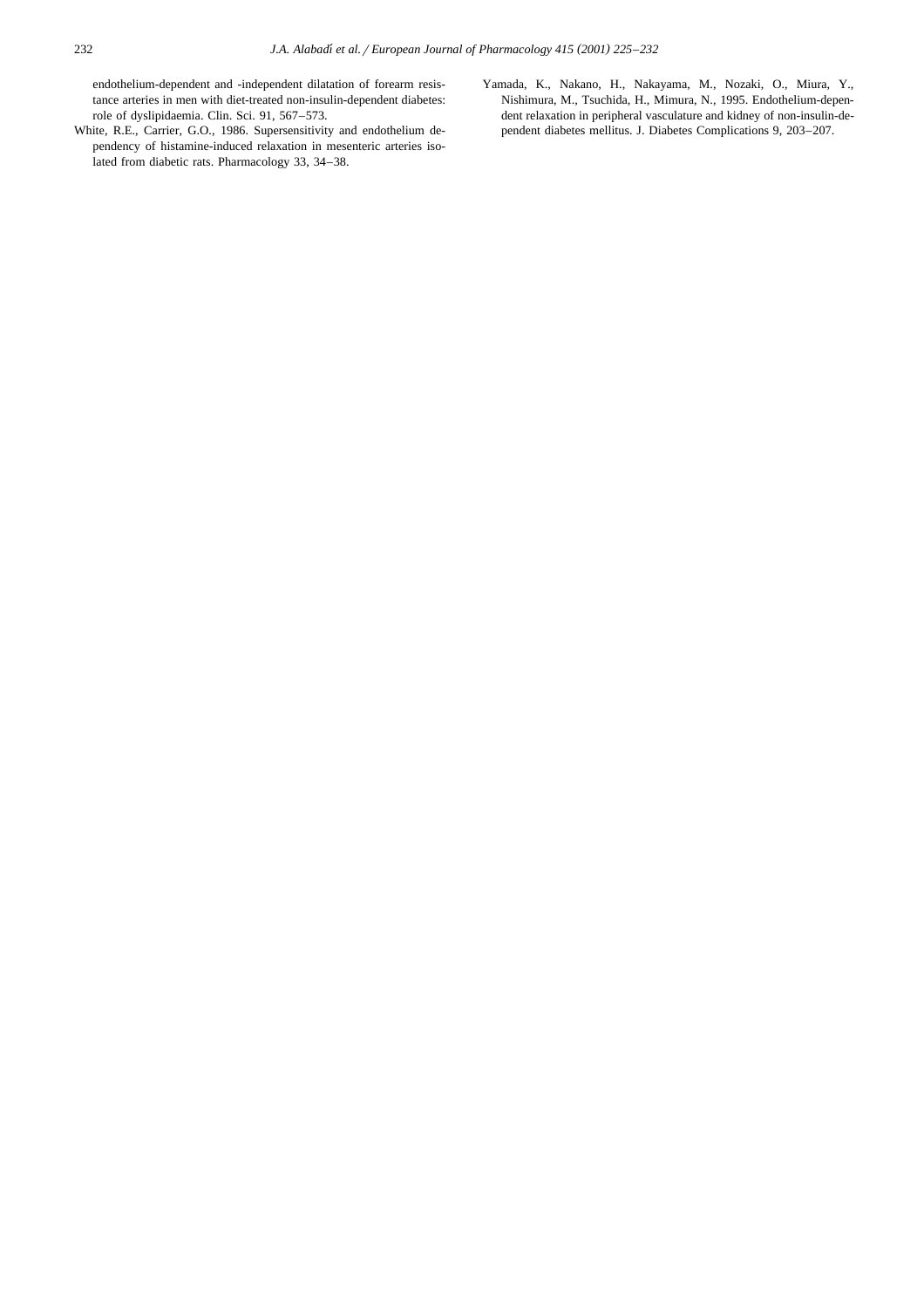endothelium-dependent and -independent dilatation of forearm resistance arteries in men with diet-treated non-insulin-dependent diabetes: role of dyslipidaemia. Clin. Sci. 91, 567–573.

White, R.E., Carrier, G.O., 1986. Supersensitivity and endothelium dependency of histamine-induced relaxation in mesenteric arteries isolated from diabetic rats. Pharmacology 33, 34–38.

Yamada, K., Nakano, H., Nakayama, M., Nozaki, O., Miura, Y., Nishimura, M., Tsuchida, H., Mimura, N., 1995. Endothelium-dependent relaxation in peripheral vasculature and kidney of non-insulin-dependent diabetes mellitus. J. Diabetes Complications 9, 203–207.